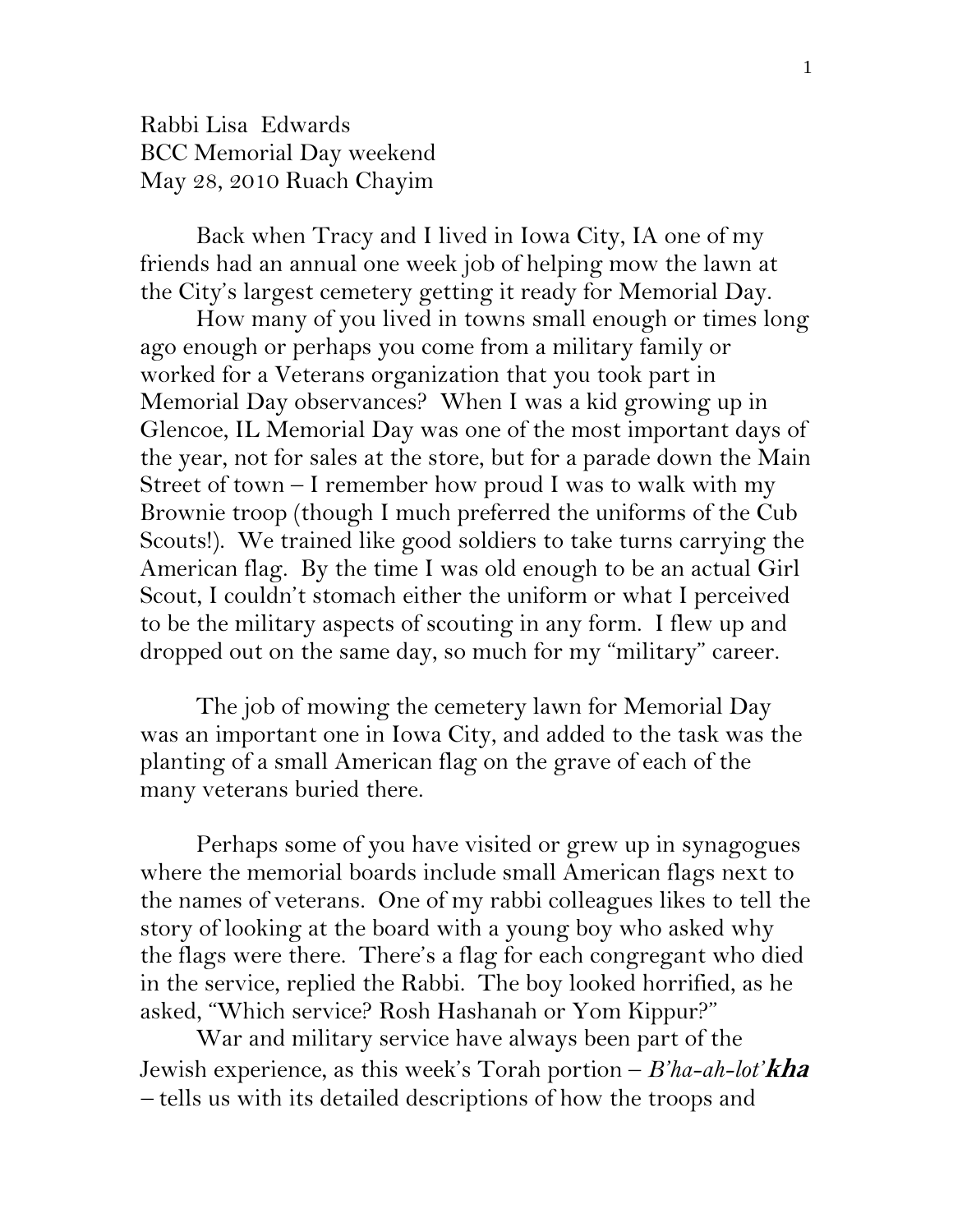Rabbi Lisa Edwards
BCC Memorial Day weekend
May 28, 2010 Ruach Chayim

Back when Tracy and I lived in Iowa City, IA one of my friends had an annual one week job of helping mow the lawn at the City's largest cemetery getting it ready for Memorial Day.

How many of you lived in towns small enough or times long ago enough or perhaps you come from a military family or worked for a Veterans organization that you took part in Memorial Day observances? When I was a kid growing up in Glencoe, IL Memorial Day was one of the most important days of the year, not for sales at the store, but for a parade down the Main Street of town – I remember how proud I was to walk with my Brownie troop (though I much preferred the uniforms of the Cub Scouts!). We trained like good soldiers to take turns carrying the American flag. By the time I was old enough to be an actual Girl Scout, I couldn't stomach either the uniform or what I perceived to be the military aspects of scouting in any form. I flew up and dropped out on the same day, so much for my "military" career.

The job of mowing the cemetery lawn for Memorial Day was an important one in Iowa City, and added to the task was the planting of a small American flag on the grave of each of the many veterans buried there.

Perhaps some of you have visited or grew up in synagogues where the memorial boards include small American flags next to the names of veterans. One of my rabbi colleagues likes to tell the story of looking at the board with a young boy who asked why the flags were there. There's a flag for each congregant who died in the service, replied the Rabbi. The boy looked horrified, as he asked, "Which service? Rosh Hashanah or Yom Kippur?"

War and military service have always been part of the Jewish experience, as this week's Torah portion – *B'ha-ah-lot'**kha*** – tells us with its detailed descriptions of how the troops and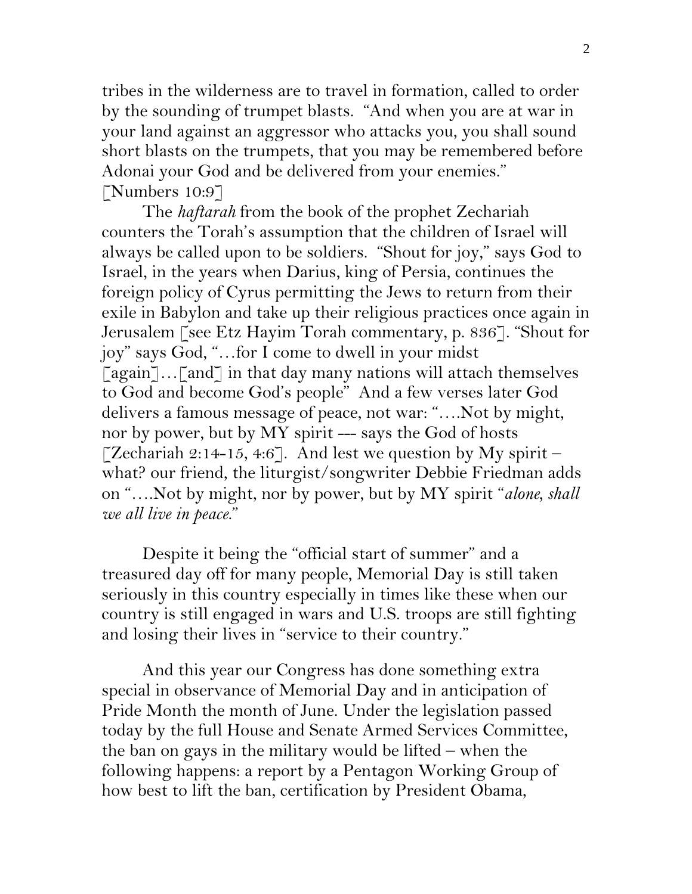tribes in the wilderness are to travel in formation, called to order by the sounding of trumpet blasts. "And when you are at war in your land against an aggressor who attacks you, you shall sound short blasts on the trumpets, that you may be remembered before Adonai your God and be delivered from your enemies." [Numbers 10:9]

The *haftarah* from the book of the prophet Zechariah counters the Torah's assumption that the children of Israel will always be called upon to be soldiers. "Shout for joy," says God to Israel, in the years when Darius, king of Persia, continues the foreign policy of Cyrus permitting the Jews to return from their exile in Babylon and take up their religious practices once again in Jerusalem [see Etz Hayim Torah commentary, p. 836]. "Shout for joy" says God, "…for I come to dwell in your midst [again]…[and] in that day many nations will attach themselves to God and become God's people" And a few verses later God delivers a famous message of peace, not war: "….Not by might, nor by power, but by MY spirit --- says the God of hosts [Zechariah 2:14-15, 4:6]. And lest we question by My spirit – what? our friend, the liturgist/songwriter Debbie Friedman adds on "….Not by might, nor by power, but by MY spirit "*alone, shall we all live in peace*."

Despite it being the "official start of summer" and a treasured day off for many people, Memorial Day is still taken seriously in this country especially in times like these when our country is still engaged in wars and U.S. troops are still fighting and losing their lives in "service to their country."

And this year our Congress has done something extra special in observance of Memorial Day and in anticipation of Pride Month the month of June. Under the legislation passed today by the full House and Senate Armed Services Committee, the ban on gays in the military would be lifted – when the following happens: a report by a Pentagon Working Group of how best to lift the ban, certification by President Obama,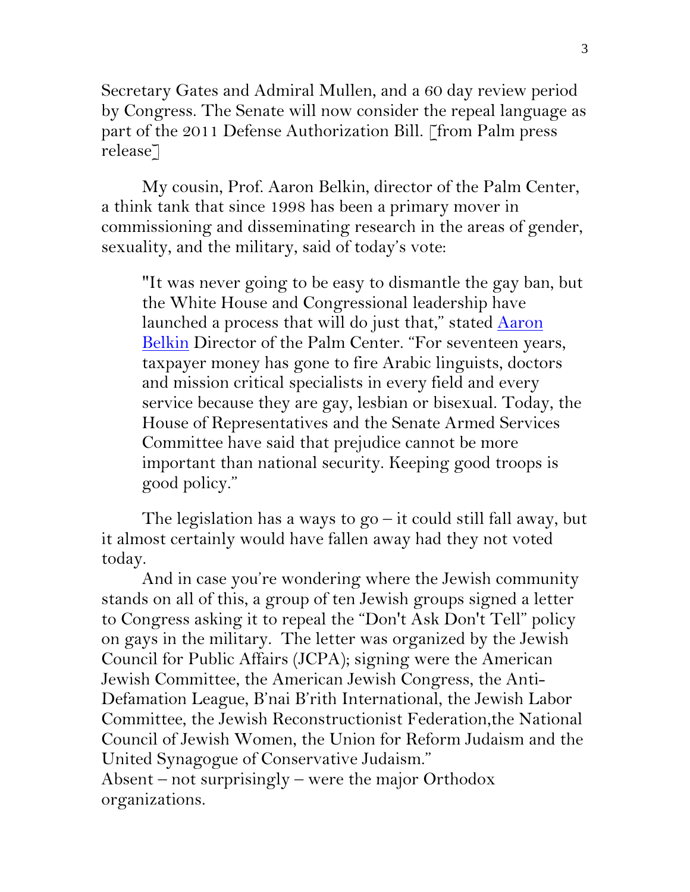Secretary Gates and Admiral Mullen, and a 60 day review period by Congress. The Senate will now consider the repeal language as part of the 2011 Defense Authorization Bill. [from Palm press release]

My cousin, Prof. Aaron Belkin, director of the Palm Center, a think tank that since 1998 has been a primary mover in commissioning and disseminating research in the areas of gender, sexuality, and the military, said of today's vote:

> "It was never going to be easy to dismantle the gay ban, but the White House and Congressional leadership have launched a process that will do just that," stated Aaron Belkin Director of the Palm Center. "For seventeen years, taxpayer money has gone to fire Arabic linguists, doctors and mission critical specialists in every field and every service because they are gay, lesbian or bisexual. Today, the House of Representatives and the Senate Armed Services Committee have said that prejudice cannot be more important than national security. Keeping good troops is good policy."

The legislation has a ways to go – it could still fall away, but it almost certainly would have fallen away had they not voted today.

And in case you're wondering where the Jewish community stands on all of this, a group of ten Jewish groups signed a letter to Congress asking it to repeal the "Don't Ask Don't Tell" policy on gays in the military. The letter was organized by the Jewish Council for Public Affairs (JCPA); signing were the American Jewish Committee, the American Jewish Congress, the Anti-Defamation League, B'nai B'rith International, the Jewish Labor Committee, the Jewish Reconstructionist Federation,the National Council of Jewish Women, the Union for Reform Judaism and the United Synagogue of Conservative Judaism."
Absent – not surprisingly – were the major Orthodox organizations.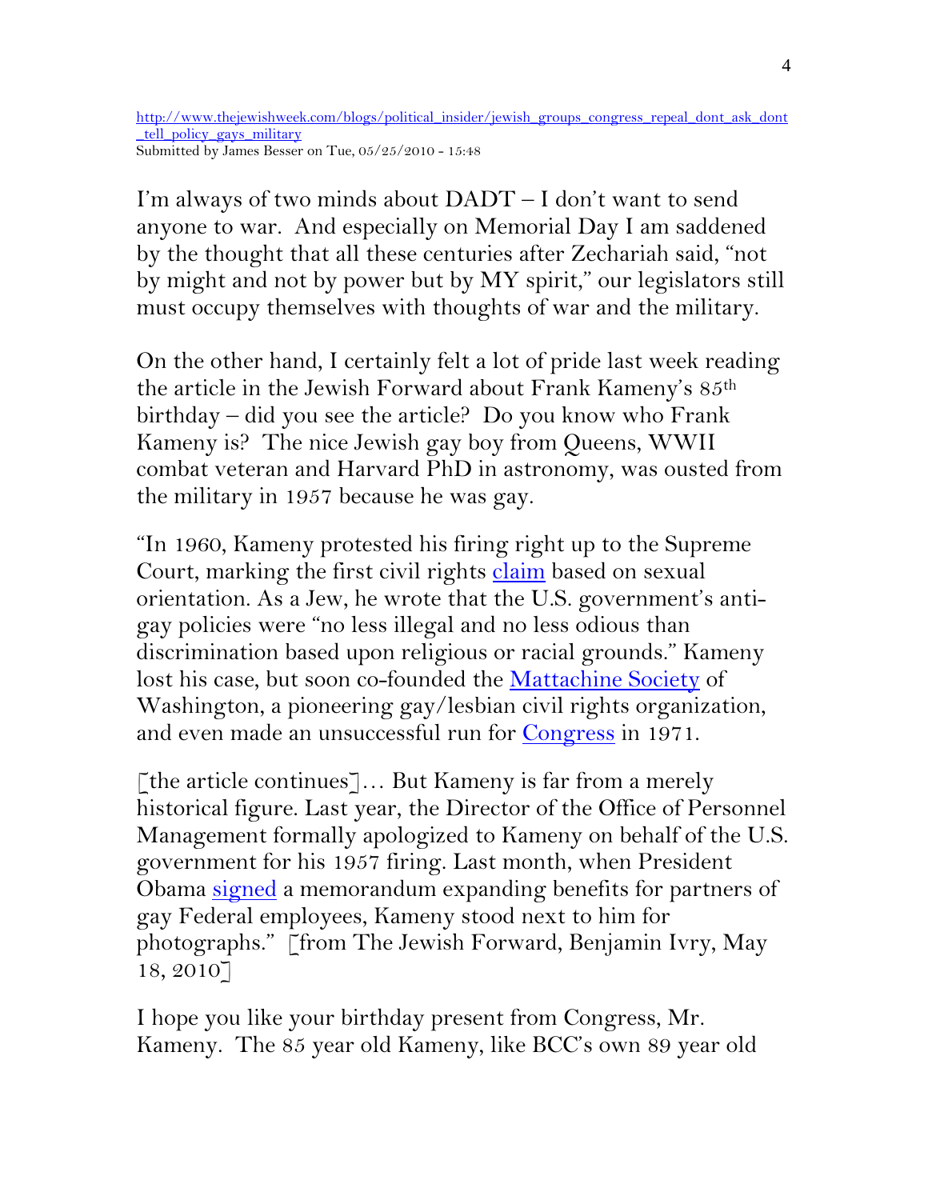[http://www.thejewishweek.com/blogs/political_insider/jewish_groups_congress_repeal_dont_ask_dont_tell_policy_gays_military](http://www.thejewishweek.com/blogs/political_insider/jewish_groups_congress_repeal_dont_ask_dont_tell_policy_gays_military)
Submitted by James Besser on Tue, 05/25/2010 - 15:48

I'm always of two minds about DADT – I don't want to send anyone to war. And especially on Memorial Day I am saddened by the thought that all these centuries after Zechariah said, "not by might and not by power but by MY spirit," our legislators still must occupy themselves with thoughts of war and the military.

On the other hand, I certainly felt a lot of pride last week reading the article in the Jewish Forward about Frank Kameny's 85th birthday – did you see the article? Do you know who Frank Kameny is? The nice Jewish gay boy from Queens, WWII combat veteran and Harvard PhD in astronomy, was ousted from the military in 1957 because he was gay.

"In 1960, Kameny protested his firing right up to the Supreme Court, marking the first civil rights claim based on sexual orientation. As a Jew, he wrote that the U.S. government's anti-gay policies were "no less illegal and no less odious than discrimination based upon religious or racial grounds." Kameny lost his case, but soon co-founded the Mattachine Society of Washington, a pioneering gay/lesbian civil rights organization, and even made an unsuccessful run for Congress in 1971.

[the article continues]… But Kameny is far from a merely historical figure. Last year, the Director of the Office of Personnel Management formally apologized to Kameny on behalf of the U.S. government for his 1957 firing. Last month, when President Obama signed a memorandum expanding benefits for partners of gay Federal employees, Kameny stood next to him for photographs." [from The Jewish Forward, Benjamin Ivry, May 18, 2010]

I hope you like your birthday present from Congress, Mr. Kameny. The 85 year old Kameny, like BCC's own 89 year old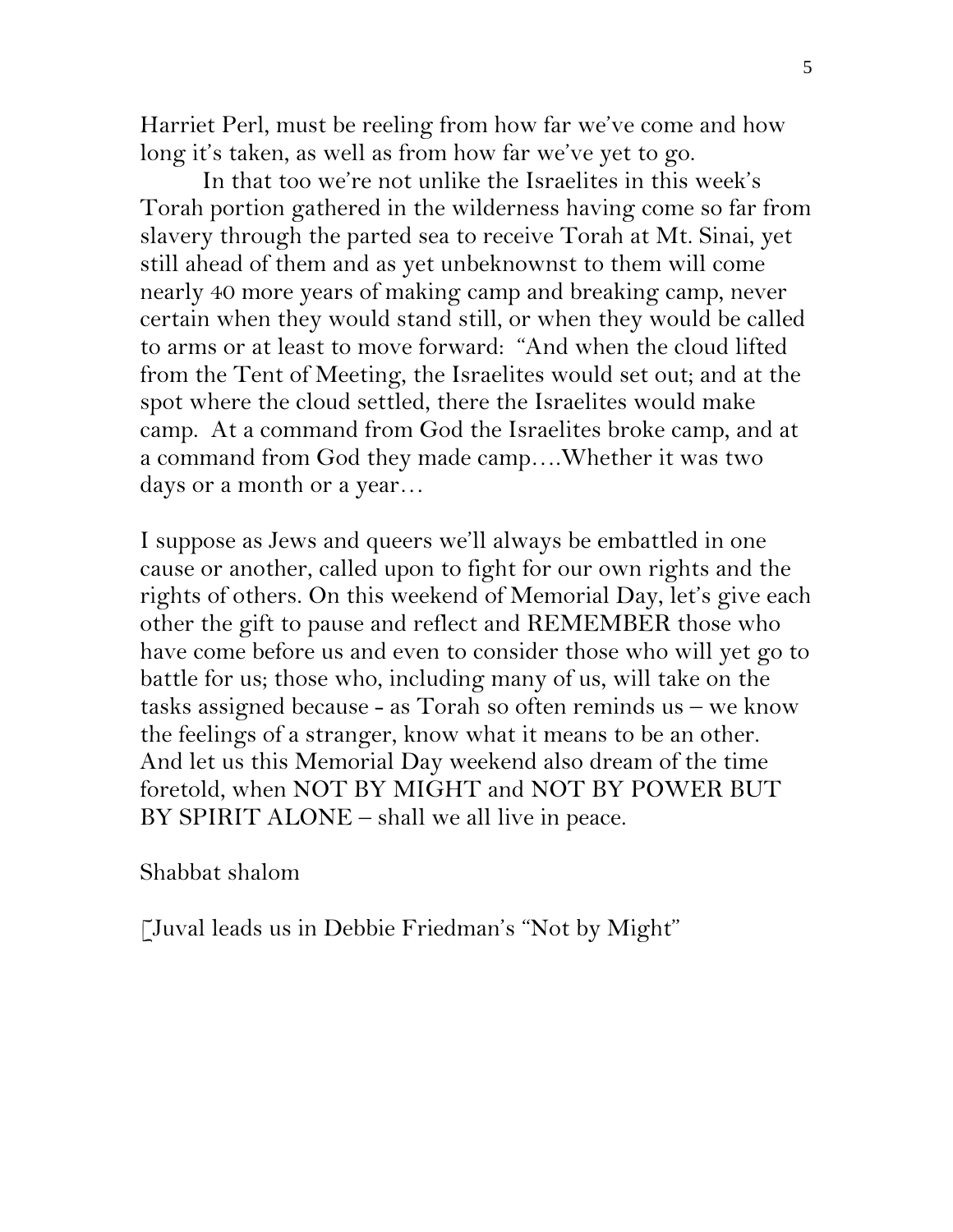Harriet Perl, must be reeling from how far we've come and how long it's taken, as well as from how far we've yet to go.

In that too we're not unlike the Israelites in this week's Torah portion gathered in the wilderness having come so far from slavery through the parted sea to receive Torah at Mt. Sinai, yet still ahead of them and as yet unbeknownst to them will come nearly 40 more years of making camp and breaking camp, never certain when they would stand still, or when they would be called to arms or at least to move forward: "And when the cloud lifted from the Tent of Meeting, the Israelites would set out; and at the spot where the cloud settled, there the Israelites would make camp. At a command from God the Israelites broke camp, and at a command from God they made camp….Whether it was two days or a month or a year…

I suppose as Jews and queers we'll always be embattled in one cause or another, called upon to fight for our own rights and the rights of others. On this weekend of Memorial Day, let's give each other the gift to pause and reflect and REMEMBER those who have come before us and even to consider those who will yet go to battle for us; those who, including many of us, will take on the tasks assigned because - as Torah so often reminds us – we know the feelings of a stranger, know what it means to be an other. And let us this Memorial Day weekend also dream of the time foretold, when NOT BY MIGHT and NOT BY POWER BUT BY SPIRIT ALONE – shall we all live in peace.

Shabbat shalom

[Juval leads us in Debbie Friedman's "Not by Might"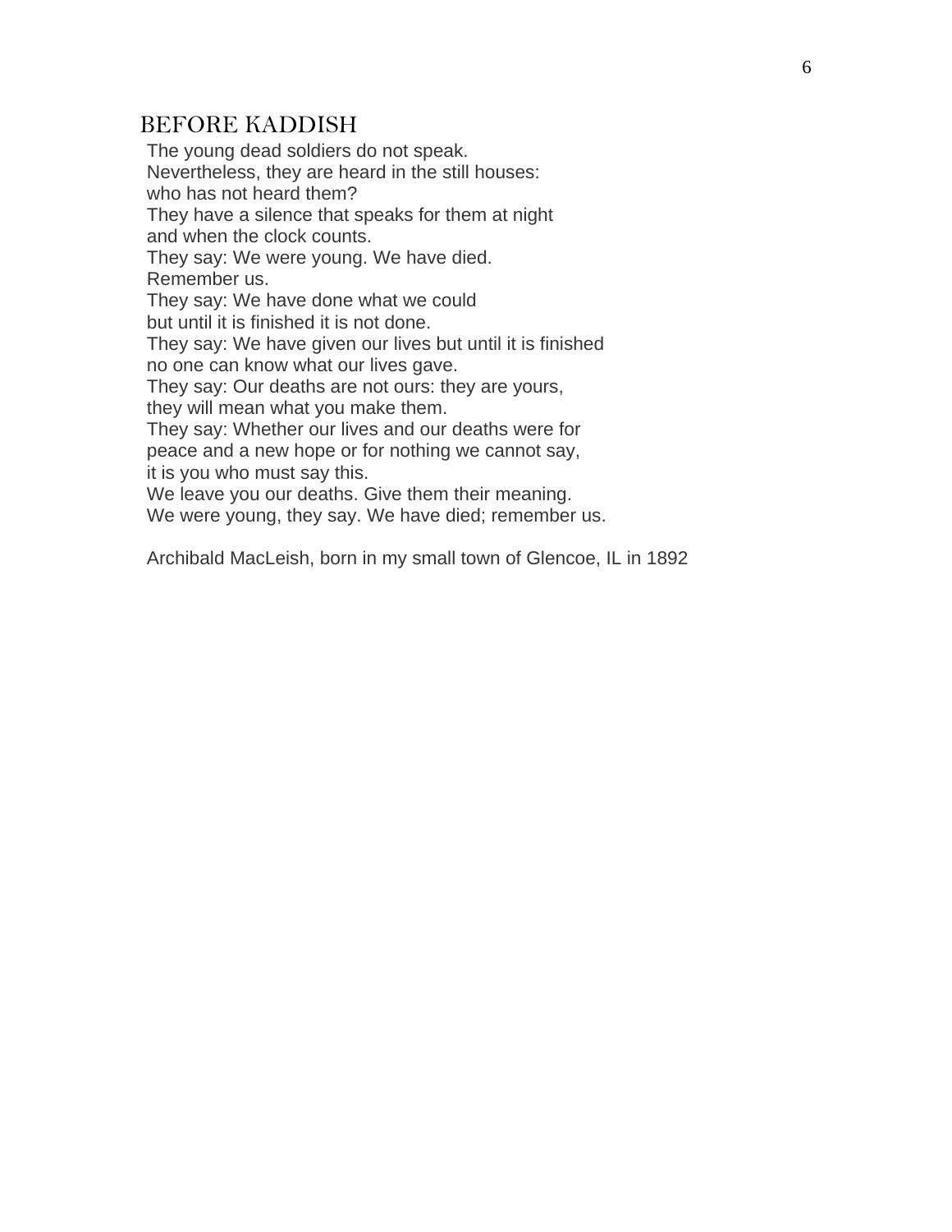## BEFORE KADDISH

The young dead soldiers do not speak.
Nevertheless, they are heard in the still houses:
who has not heard them?
They have a silence that speaks for them at night
and when the clock counts.
They say: We were young. We have died.
Remember us.
They say: We have done what we could
but until it is finished it is not done.
They say: We have given our lives but until it is finished
no one can know what our lives gave.
They say: Our deaths are not ours: they are yours,
they will mean what you make them.
They say: Whether our lives and our deaths were for
peace and a new hope or for nothing we cannot say,
it is you who must say this.
We leave you our deaths. Give them their meaning.
We were young, they say. We have died; remember us.

Archibald MacLeish, born in my small town of Glencoe, IL in 1892